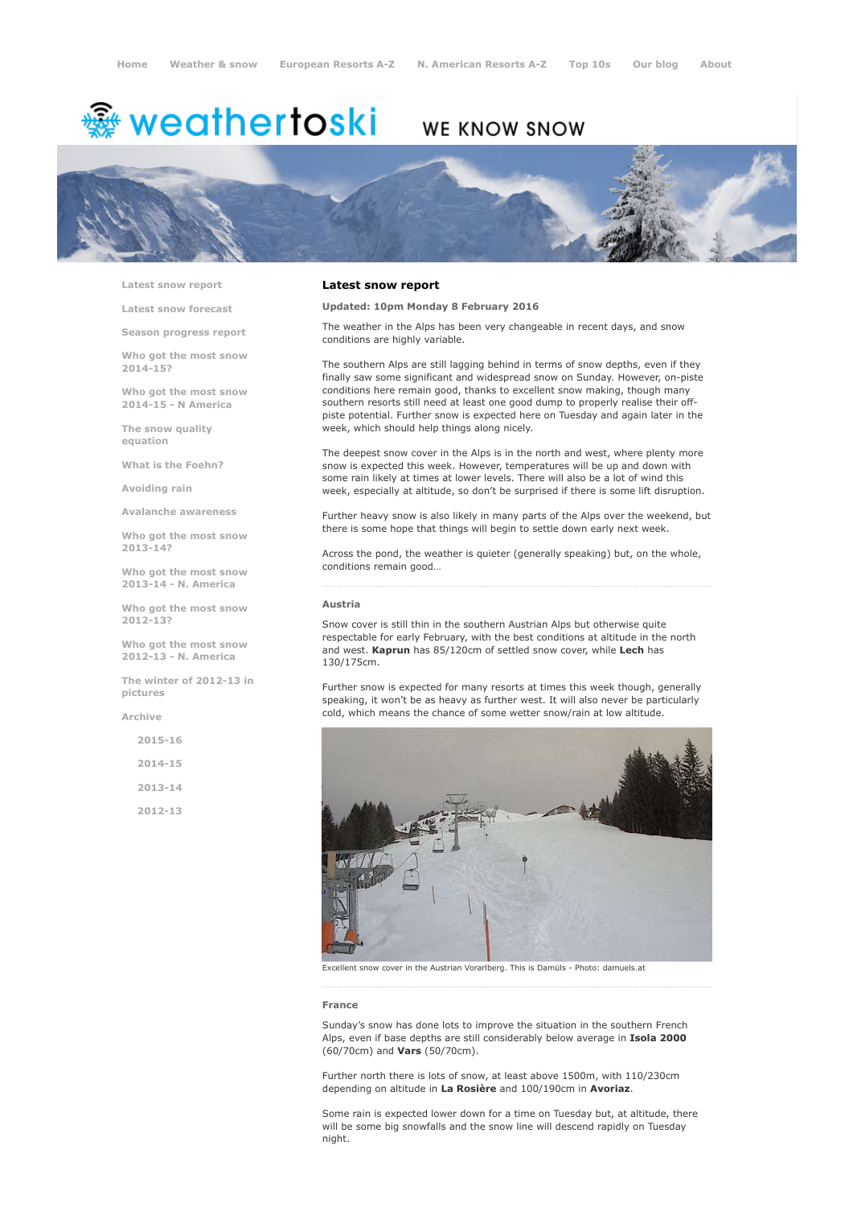Home Weather & snow European Resorts A-Z N. American Resorts A-Z Top 10s Our blog About

# weathertoski WE KNOW SNOW

- Latest snow report
- Latest snow forecast
- Season progress report
- Who got the most snow 2014-15?
- Who got the most snow 2014-15 - N America
- The snow quality equation
- What is the Foehn?
- Avoiding rain
- Avalanche awareness
- Who got the most snow 2013-14?
- Who got the most snow 2013-14 - N. America
- Who got the most snow 2012-13?
- Who got the most snow 2012-13 - N. America
- The winter of 2012-13 in pictures
- Archive
  - 2015-16
  - 2014-15
  - 2013-14
  - 2012-13

## Latest snow report

**Updated: 10pm Monday 8 February 2016**

The weather in the Alps has been very changeable in recent days, and snow conditions are highly variable.

The southern Alps are still lagging behind in terms of snow depths, even if they finally saw some significant and widespread snow on Sunday. However, on-piste conditions here remain good, thanks to excellent snow making, though many southern resorts still need at least one good dump to properly realise their off-piste potential. Further snow is expected here on Tuesday and again later in the week, which should help things along nicely.

The deepest snow cover in the Alps is in the north and west, where plenty more snow is expected this week. However, temperatures will be up and down with some rain likely at times at lower levels. There will also be a lot of wind this week, especially at altitude, so don't be surprised if there is some lift disruption.

Further heavy snow is also likely in many parts of the Alps over the weekend, but there is some hope that things will begin to settle down early next week.

Across the pond, the weather is quieter (generally speaking) but, on the whole, conditions remain good…

### Austria

Snow cover is still thin in the southern Austrian Alps but otherwise quite respectable for early February, with the best conditions at altitude in the north and west. **Kaprun** has 85/120cm of settled snow cover, while **Lech** has 130/175cm.

Further snow is expected for many resorts at times this week though, generally speaking, it won't be as heavy as further west. It will also never be particularly cold, which means the chance of some wetter snow/rain at low altitude.

Excellent snow cover in the Austrian Vorarlberg. This is Damüls - Photo: damuels.at

### France

Sunday's snow has done lots to improve the situation in the southern French Alps, even if base depths are still considerably below average in **Isola 2000** (60/70cm) and **Vars** (50/70cm).

Further north there is lots of snow, at least above 1500m, with 110/230cm depending on altitude in **La Rosière** and 100/190cm in **Avoriaz**.

Some rain is expected lower down for a time on Tuesday but, at altitude, there will be some big snowfalls and the snow line will descend rapidly on Tuesday night.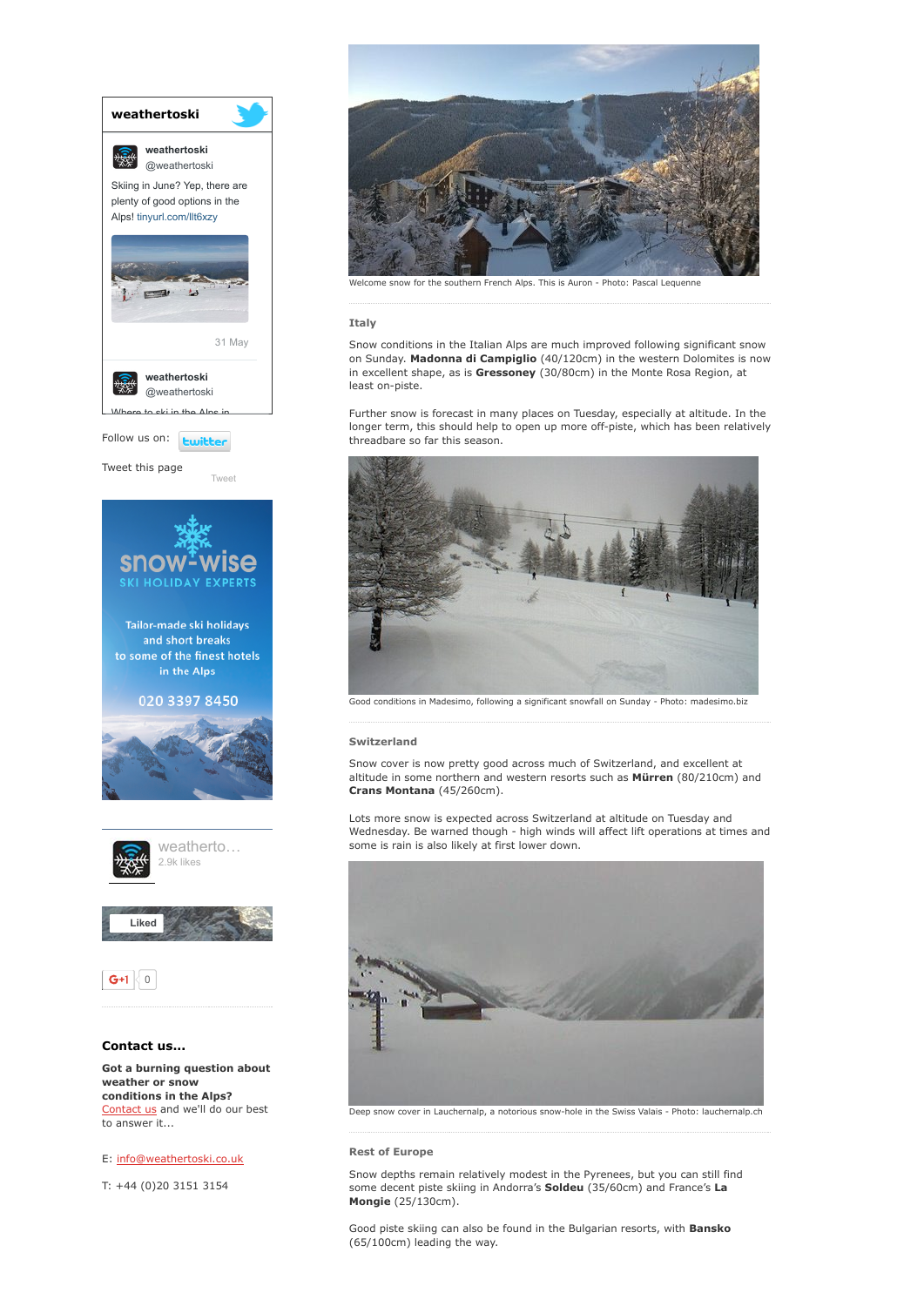Welcome snow for the southern French Alps. This is Auron - Photo: Pascal Lequenne

### Italy

Snow conditions in the Italian Alps are much improved following significant snow on Sunday. **Madonna di Campiglio** (40/120cm) in the western Dolomites is now in excellent shape, as is **Gressoney** (30/80cm) in the Monte Rosa Region, at least on-piste.

Further snow is forecast in many places on Tuesday, especially at altitude. In the longer term, this should help to open up more off-piste, which has been relatively threadbare so far this season.

Good conditions in Madesimo, following a significant snowfall on Sunday - Photo: madesimo.biz

### Switzerland

Snow cover is now pretty good across much of Switzerland, and excellent at altitude in some northern and western resorts such as **Mürren** (80/210cm) and **Crans Montana** (45/260cm).

Lots more snow is expected across Switzerland at altitude on Tuesday and Wednesday. Be warned though - high winds will affect lift operations at times and some is rain is also likely at first lower down.

Deep snow cover in Lauchernalp, a notorious snow-hole in the Swiss Valais - Photo: lauchernalp.ch

### Rest of Europe

Snow depths remain relatively modest in the Pyrenees, but you can still find some decent piste skiing in Andorra's **Soldeu** (35/60cm) and France's **La Mongie** (25/130cm).

Good piste skiing can also be found in the Bulgarian resorts, with **Bansko** (65/100cm) leading the way.

**weathertoski**

weathertoski @weathertoski

Skiing in June? Yep, there are plenty of good options in the Alps! tinyurl.com/llt6xzy

31 May

weathertoski @weathertoski

Where to ski in the Alps in

Follow us on: twitter

Tweet this page Tweet

snow-wise SKI HOLIDAY EXPERTS

Tailor-made ski holidays and short breaks to some of the finest hotels in the Alps

020 3397 8450

weatherto… 2.9k likes

Liked

G+1 0

### Contact us...

**Got a burning question about weather or snow conditions in the Alps?**
Contact us and we'll do our best to answer it...

E: info@weathertoski.co.uk

T: +44 (0)20 3151 3154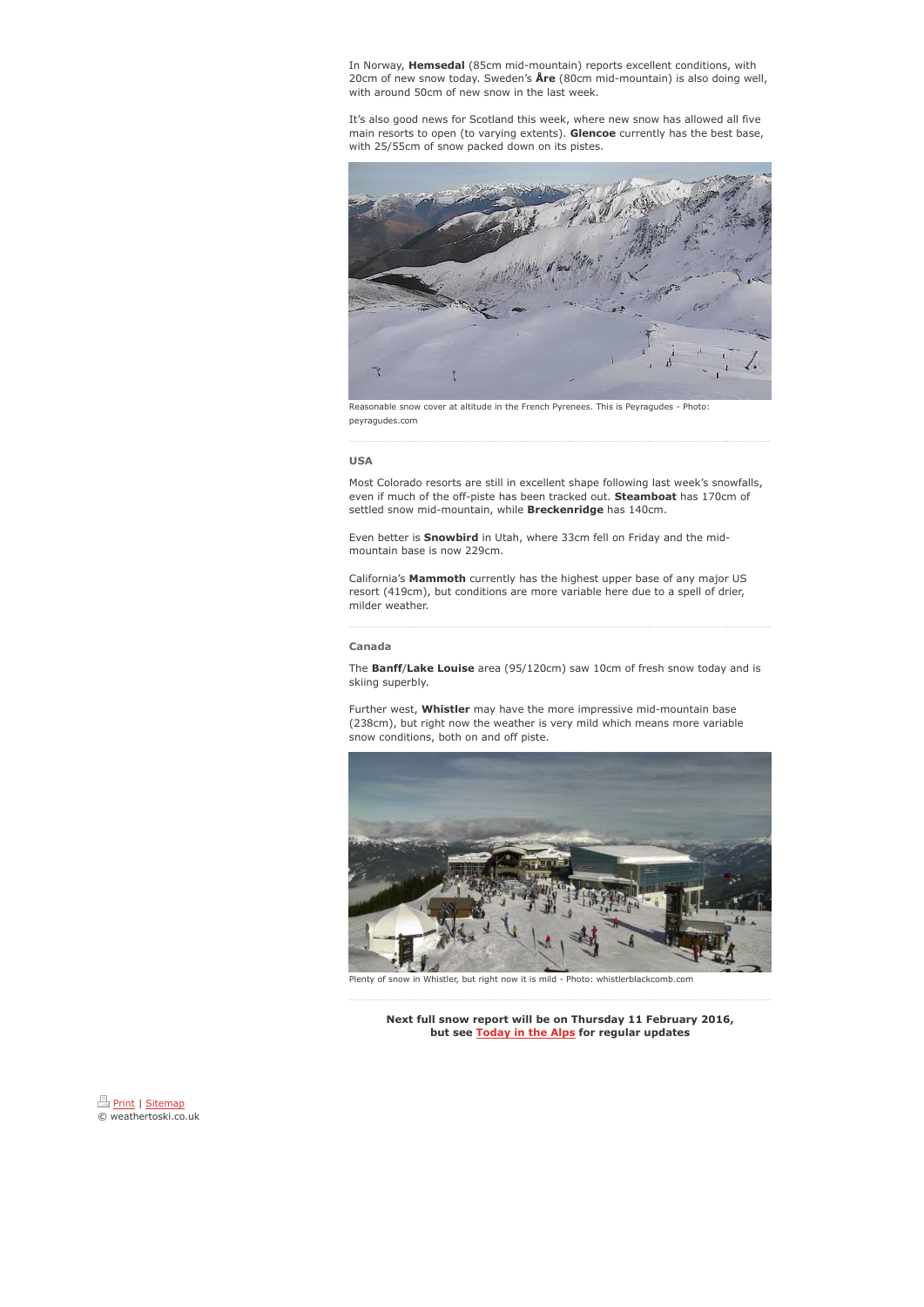In Norway, **Hemsedal** (85cm mid-mountain) reports excellent conditions, with 20cm of new snow today. Sweden's **Åre** (80cm mid-mountain) is also doing well, with around 50cm of new snow in the last week.

It's also good news for Scotland this week, where new snow has allowed all five main resorts to open (to varying extents). **Glencoe** currently has the best base, with 25/55cm of snow packed down on its pistes.

Reasonable snow cover at altitude in the French Pyrenees. This is Peyragudes - Photo: peyragudes.com

### USA

Most Colorado resorts are still in excellent shape following last week's snowfalls, even if much of the off-piste has been tracked out. **Steamboat** has 170cm of settled snow mid-mountain, while **Breckenridge** has 140cm.

Even better is **Snowbird** in Utah, where 33cm fell on Friday and the mid-mountain base is now 229cm.

California's **Mammoth** currently has the highest upper base of any major US resort (419cm), but conditions are more variable here due to a spell of drier, milder weather.

### Canada

The **Banff**/**Lake Louise** area (95/120cm) saw 10cm of fresh snow today and is skiing superbly.

Further west, **Whistler** may have the more impressive mid-mountain base (238cm), but right now the weather is very mild which means more variable snow conditions, both on and off piste.

Plenty of snow in Whistler, but right now it is mild - Photo: whistlerblackcomb.com

**Next full snow report will be on Thursday 11 February 2016, but see Today in the Alps for regular updates**

Print | Sitemap
© weathertoski.co.uk